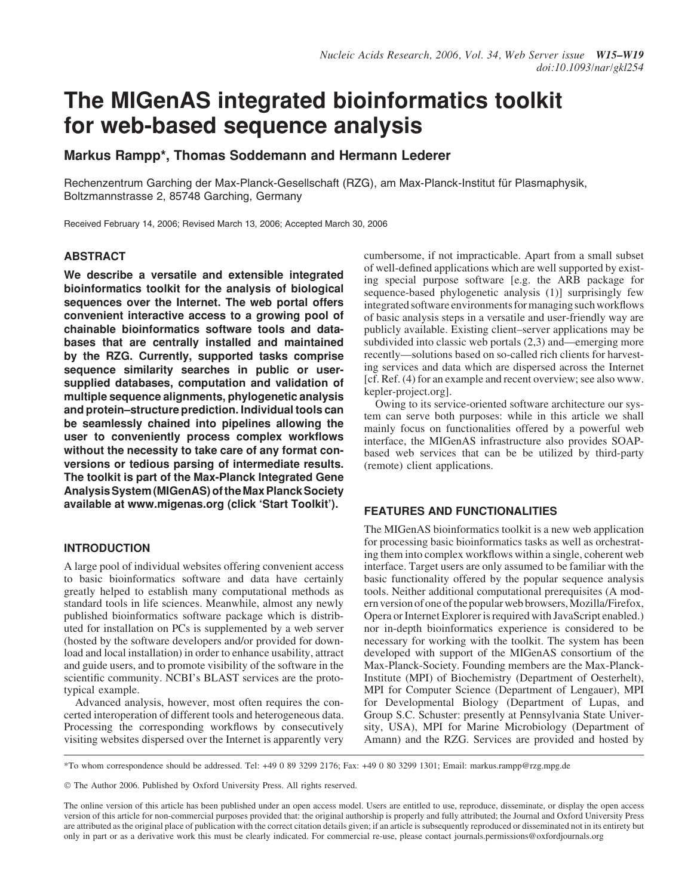# The MIGenAS integrated bioinformatics toolkit for web-based sequence analysis

**Markus Rampp\*, Thomas Soddemann and Hermann Lederer**

Rechenzentrum Garching der Max-Planck-Gesellschaft (RZG), am Max-Planck-Institut für Plasmaphysik, Boltzmannstrasse 2, 85748 Garching, Germany

Received February 14, 2006; Revised March 13, 2006; Accepted March 30, 2006

## ABSTRACT

**We describe a versatile and extensible integrated bioinformatics toolkit for the analysis of biological sequences over the Internet. The web portal offers convenient interactive access to a growing pool of chainable bioinformatics software tools and databases that are centrally installed and maintained by the RZG. Currently, supported tasks comprise sequence similarity searches in public or user-supplied databases, computation and validation of multiple sequence alignments, phylogenetic analysis and protein–structure prediction. Individual tools can be seamlessly chained into pipelines allowing the user to conveniently process complex workflows without the necessity to take care of any format conversions or tedious parsing of intermediate results. The toolkit is part of the Max-Planck Integrated Gene Analysis System (MIGenAS) of the Max Planck Society available at www.migenas.org (click 'Start Toolkit').**

## INTRODUCTION

A large pool of individual websites offering convenient access to basic bioinformatics software and data have certainly greatly helped to establish many computational methods as standard tools in life sciences. Meanwhile, almost any newly published bioinformatics software package which is distributed for installation on PCs is supplemented by a web server (hosted by the software developers and/or provided for download and local installation) in order to enhance usability, attract and guide users, and to promote visibility of the software in the scientific community. NCBI's BLAST services are the prototypical example.

Advanced analysis, however, most often requires the concerted interoperation of different tools and heterogeneous data. Processing the corresponding workflows by consecutively visiting websites dispersed over the Internet is apparently very cumbersome, if not impracticable. Apart from a small subset of well-defined applications which are well supported by existing special purpose software [e.g. the ARB package for sequence-based phylogenetic analysis (1)] surprisingly few integrated software environments for managing such workflows of basic analysis steps in a versatile and user-friendly way are publicly available. Existing client–server applications may be subdivided into classic web portals (2,3) and—emerging more recently—solutions based on so-called rich clients for harvesting services and data which are dispersed across the Internet [cf. Ref. (4) for an example and recent overview; see also www.kepler-project.org].

Owing to its service-oriented software architecture our system can serve both purposes: while in this article we shall mainly focus on functionalities offered by a powerful web interface, the MIGenAS infrastructure also provides SOAP-based web services that can be be utilized by third-party (remote) client applications.

## FEATURES AND FUNCTIONALITIES

The MIGenAS bioinformatics toolkit is a new web application for processing basic bioinformatics tasks as well as orchestrating them into complex workflows within a single, coherent web interface. Target users are only assumed to be familiar with the basic functionality offered by the popular sequence analysis tools. Neither additional computational prerequisites (A modern version of one of the popular web browsers, Mozilla/Firefox, Opera or Internet Explorer is required with JavaScript enabled.) nor in-depth bioinformatics experience is considered to be necessary for working with the toolkit. The system has been developed with support of the MIGenAS consortium of the Max-Planck-Society. Founding members are the Max-Planck-Institute (MPI) of Biochemistry (Department of Oesterhelt), MPI for Computer Science (Department of Lengauer), MPI for Developmental Biology (Department of Lupas, and Group S.C. Schuster: presently at Pennsylvania State University, USA), MPI for Marine Microbiology (Department of Amann) and the RZG. Services are provided and hosted by

\*To whom correspondence should be addressed. Tel: +49 0 89 3299 2176; Fax: +49 0 80 3299 1301; Email: markus.rampp@rzg.mpg.de

© The Author 2006. Published by Oxford University Press. All rights reserved.

The online version of this article has been published under an open access model. Users are entitled to use, reproduce, disseminate, or display the open access version of this article for non-commercial purposes provided that: the original authorship is properly and fully attributed; the Journal and Oxford University Press are attributed as the original place of publication with the correct citation details given; if an article is subsequently reproduced or disseminated not in its entirety but only in part or as a derivative work this must be clearly indicated. For commercial re-use, please contact journals.permissions@oxfordjournals.org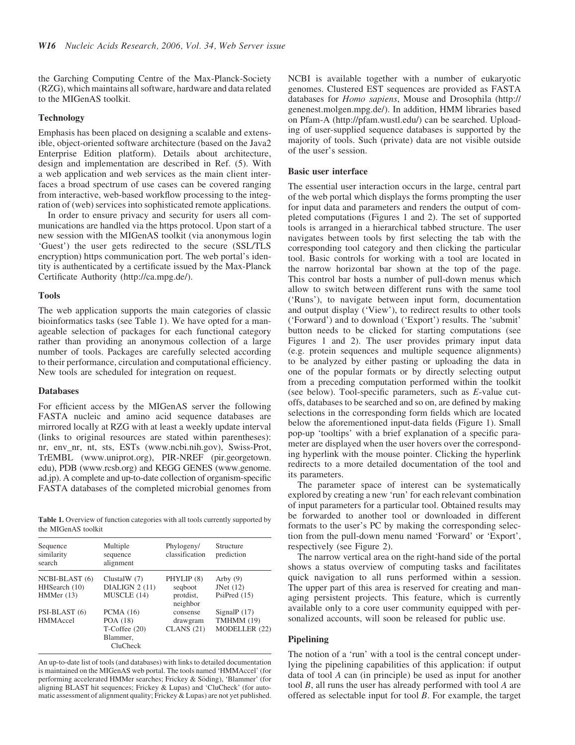the Garching Computing Centre of the Max-Planck-Society (RZG), which maintains all software, hardware and data related to the MIGenAS toolkit.

### Technology

Emphasis has been placed on designing a scalable and extensible, object-oriented software architecture (based on the Java2 Enterprise Edition platform). Details about architecture, design and implementation are described in Ref. (5). With a web application and web services as the main client interfaces a broad spectrum of use cases can be covered ranging from interactive, web-based workflow processing to the integration of (web) services into sophisticated remote applications.

In order to ensure privacy and security for users all communications are handled via the https protocol. Upon start of a new session with the MIGenAS toolkit (via anonymous login 'Guest') the user gets redirected to the secure (SSL/TLS encryption) https communication port. The web portal's identity is authenticated by a certificate issued by the Max-Planck Certificate Authority (http://ca.mpg.de/).

### Tools

The web application supports the main categories of classic bioinformatics tasks (see Table 1). We have opted for a manageable selection of packages for each functional category rather than providing an anonymous collection of a large number of tools. Packages are carefully selected according to their performance, circulation and computational efficiency. New tools are scheduled for integration on request.

### Databases

For efficient access by the MIGenAS server the following FASTA nucleic and amino acid sequence databases are mirrored locally at RZG with at least a weekly update interval (links to original resources are stated within parentheses): nr, env_nr, nt, sts, ESTs (www.ncbi.nih.gov), Swiss-Prot, TrEMBL (www.uniprot.org), PIR-NREF (pir.georgetown.edu), PDB (www.rcsb.org) and KEGG GENES (www.genome.ad.jp). A complete and up-to-date collection of organism-specific FASTA databases of the completed microbial genomes from NCBI is available together with a number of eukaryotic genomes. Clustered EST sequences are provided as FASTA databases for *Homo sapiens*, Mouse and Drosophila (http://genenest.molgen.mpg.de/). In addition, HMM libraries based on Pfam-A (http://pfam.wustl.edu/) can be searched. Uploading of user-supplied sequence databases is supported by the majority of tools. Such (private) data are not visible outside of the user's session.

**Table 1.** Overview of function categories with all tools currently supported by the MIGenAS toolkit

| Sequence similarity search | Multiple sequence alignment | Phylogeny/ classification | Structure prediction |
|---|---|---|---|
| NCBI-BLAST (6) | ClustalW (7) | PHYLIP (8) | Arby (9) |
| HHSearch (10) | DIALIGN 2 (11) | seqboot | JNet (12) |
| HMMer (13) | MUSCLE (14) | protdist, neighbor | PsiPred (15) |
| PSI-BLAST (6) | PCMA (16) | consense | SignalP (17) |
| HMMAccel | POA (18) | drawgram | TMHMM (19) |
| | T-Coffee (20) | CLANS (21) | MODELLER (22) |
| | Blammer, CluCheck | | |

An up-to-date list of tools (and databases) with links to detailed documentation is maintained on the MIGenAS web portal. The tools named 'HMMAccel' (for performing accelerated HMMer searches; Frickey & Söding), 'Blammer' (for aligning BLAST hit sequences; Frickey & Lupas) and 'CluCheck' (for automatic assessment of alignment quality; Frickey & Lupas) are not yet published.

### Basic user interface

The essential user interaction occurs in the large, central part of the web portal which displays the forms prompting the user for input data and parameters and renders the output of completed computations (Figures 1 and 2). The set of supported tools is arranged in a hierarchical tabbed structure. The user navigates between tools by first selecting the tab with the corresponding tool category and then clicking the particular tool. Basic controls for working with a tool are located in the narrow horizontal bar shown at the top of the page. This control bar hosts a number of pull-down menus which allow to switch between different runs with the same tool ('Runs'), to navigate between input form, documentation and output display ('View'), to redirect results to other tools ('Forward') and to download ('Export') results. The 'submit' button needs to be clicked for starting computations (see Figures 1 and 2). The user provides primary input data (e.g. protein sequences and multiple sequence alignments) to be analyzed by either pasting or uploading the data in one of the popular formats or by directly selecting output from a preceding computation performed within the toolkit (see below). Tool-specific parameters, such as *E*-value cutoffs, databases to be searched and so on, are defined by making selections in the corresponding form fields which are located below the aforementioned input-data fields (Figure 1). Small pop-up 'tooltips' with a brief explanation of a specific parameter are displayed when the user hovers over the corresponding hyperlink with the mouse pointer. Clicking the hyperlink redirects to a more detailed documentation of the tool and its parameters.

The parameter space of interest can be systematically explored by creating a new 'run' for each relevant combination of input parameters for a particular tool. Obtained results may be forwarded to another tool or downloaded in different formats to the user's PC by making the corresponding selection from the pull-down menu named 'Forward' or 'Export', respectively (see Figure 2).

The narrow vertical area on the right-hand side of the portal shows a status overview of computing tasks and facilitates quick navigation to all runs performed within a session. The upper part of this area is reserved for creating and managing persistent projects. This feature, which is currently available only to a core user community equipped with personalized accounts, will soon be released for public use.

### Pipelining

The notion of a 'run' with a tool is the central concept underlying the pipelining capabilities of this application: if output data of tool *A* can (in principle) be used as input for another tool *B*, all runs the user has already performed with tool *A* are offered as selectable input for tool *B*. For example, the target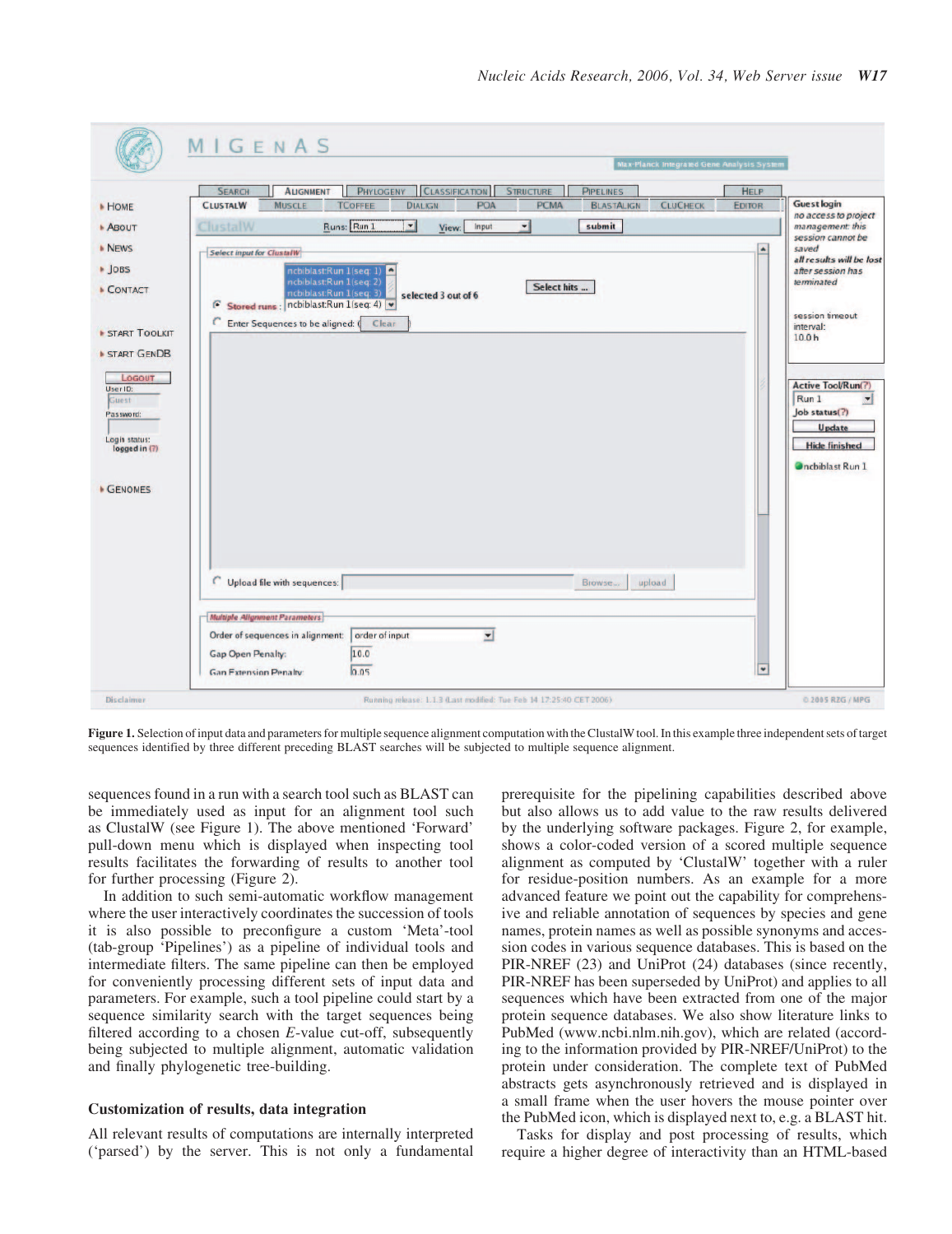**Figure 1.** Selection of input data and parameters for multiple sequence alignment computation with the ClustalW tool. In this example three independent sets of target sequences identified by three different preceding BLAST searches will be subjected to multiple sequence alignment.

sequences found in a run with a search tool such as BLAST can be immediately used as input for an alignment tool such as ClustalW (see Figure 1). The above mentioned 'Forward' pull-down menu which is displayed when inspecting tool results facilitates the forwarding of results to another tool for further processing (Figure 2).

In addition to such semi-automatic workflow management where the user interactively coordinates the succession of tools it is also possible to preconfigure a custom 'Meta'-tool (tab-group 'Pipelines') as a pipeline of individual tools and intermediate filters. The same pipeline can then be employed for conveniently processing different sets of input data and parameters. For example, such a tool pipeline could start by a sequence similarity search with the target sequences being filtered according to a chosen *E*-value cut-off, subsequently being subjected to multiple alignment, automatic validation and finally phylogenetic tree-building.

### Customization of results, data integration

All relevant results of computations are internally interpreted ('parsed') by the server. This is not only a fundamental prerequisite for the pipelining capabilities described above but also allows us to add value to the raw results delivered by the underlying software packages. Figure 2, for example, shows a color-coded version of a scored multiple sequence alignment as computed by 'ClustalW' together with a ruler for residue-position numbers. As an example for a more advanced feature we point out the capability for comprehensive and reliable annotation of sequences by species and gene names, protein names as well as possible synonyms and accession codes in various sequence databases. This is based on the PIR-NREF (23) and UniProt (24) databases (since recently, PIR-NREF has been superseded by UniProt) and applies to all sequences which have been extracted from one of the major protein sequence databases. We also show literature links to PubMed (www.ncbi.nlm.nih.gov), which are related (according to the information provided by PIR-NREF/UniProt) to the protein under consideration. The complete text of PubMed abstracts gets asynchronously retrieved and is displayed in a small frame when the user hovers the mouse pointer over the PubMed icon, which is displayed next to, e.g. a BLAST hit.

Tasks for display and post processing of results, which require a higher degree of interactivity than an HTML-based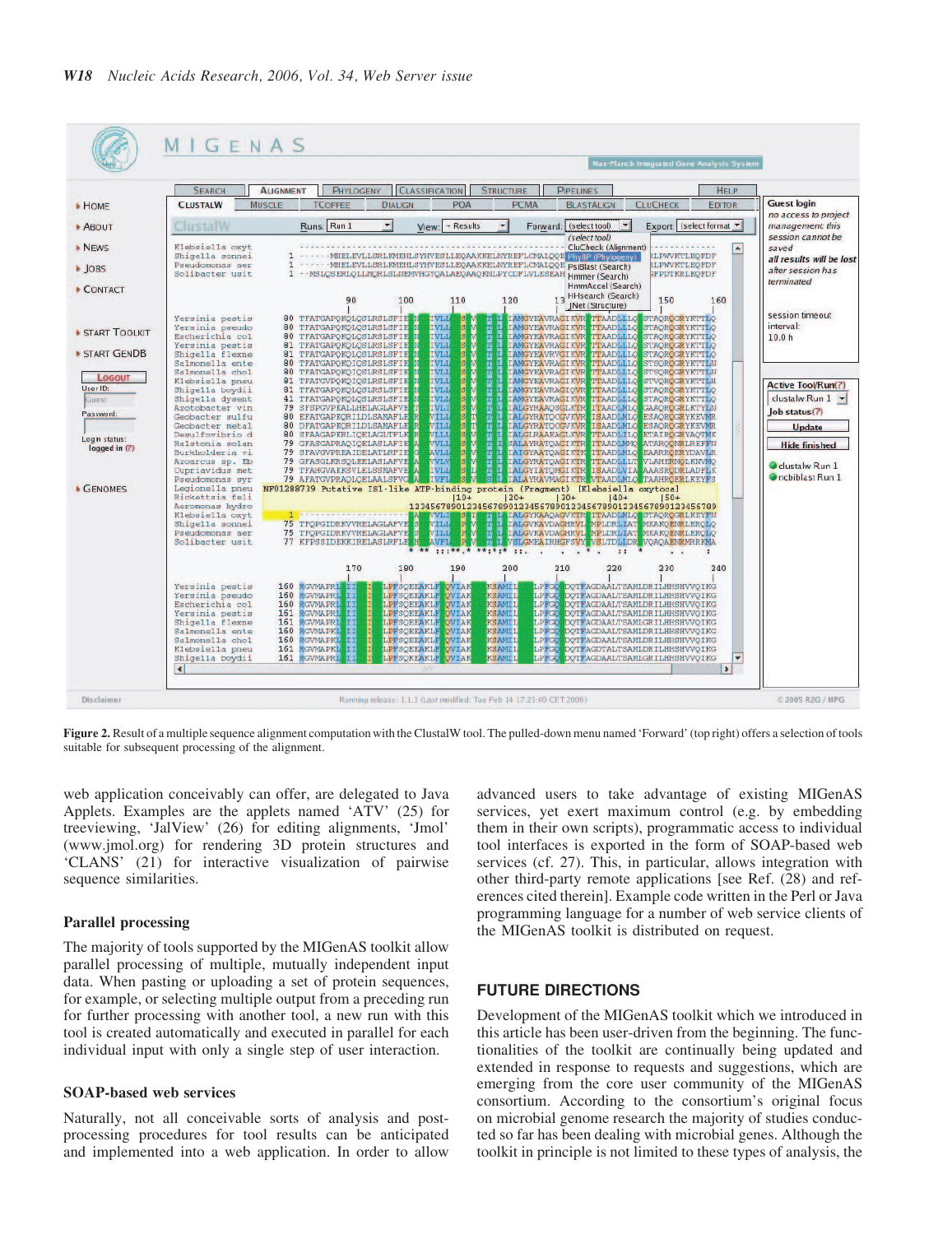**Figure 2.** Result of a multiple sequence alignment computation with the ClustalW tool. The pulled-down menu named 'Forward' (top right) offers a selection of tools suitable for subsequent processing of the alignment.

web application conceivably can offer, are delegated to Java Applets. Examples are the applets named 'ATV' (25) for treeviewing, 'JalView' (26) for editing alignments, 'Jmol' (www.jmol.org) for rendering 3D protein structures and 'CLANS' (21) for interactive visualization of pairwise sequence similarities.

### Parallel processing

The majority of tools supported by the MIGenAS toolkit allow parallel processing of multiple, mutually independent input data. When pasting or uploading a set of protein sequences, for example, or selecting multiple output from a preceding run for further processing with another tool, a new run with this tool is created automatically and executed in parallel for each individual input with only a single step of user interaction.

### SOAP-based web services

Naturally, not all conceivable sorts of analysis and post-processing procedures for tool results can be anticipated and implemented into a web application. In order to allow advanced users to take advantage of existing MIGenAS services, yet exert maximum control (e.g. by embedding them in their own scripts), programmatic access to individual tool interfaces is exported in the form of SOAP-based web services (cf. 27). This, in particular, allows integration with other third-party remote applications [see Ref. (28) and references cited therein]. Example code written in the Perl or Java programming language for a number of web service clients of the MIGenAS toolkit is distributed on request.

## FUTURE DIRECTIONS

Development of the MIGenAS toolkit which we introduced in this article has been user-driven from the beginning. The functionalities of the toolkit are continually being updated and extended in response to requests and suggestions, which are emerging from the core user community of the MIGenAS consortium. According to the consortium's original focus on microbial genome research the majority of studies conducted so far has been dealing with microbial genes. Although the toolkit in principle is not limited to these types of analysis, the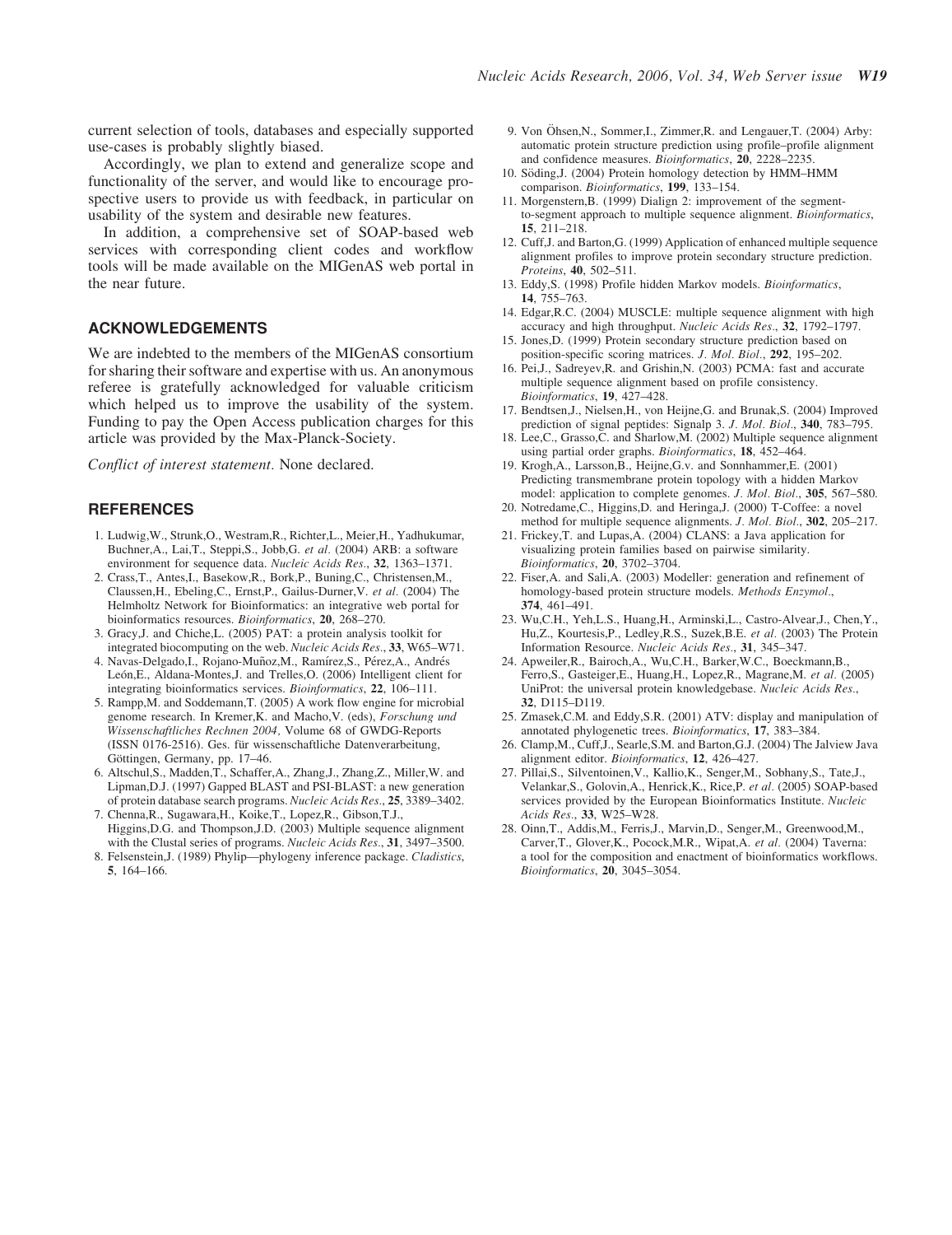current selection of tools, databases and especially supported use-cases is probably slightly biased.

Accordingly, we plan to extend and generalize scope and functionality of the server, and would like to encourage prospective users to provide us with feedback, in particular on usability of the system and desirable new features.

In addition, a comprehensive set of SOAP-based web services with corresponding client codes and workflow tools will be made available on the MIGenAS web portal in the near future.

## ACKNOWLEDGEMENTS

We are indebted to the members of the MIGenAS consortium for sharing their software and expertise with us. An anonymous referee is gratefully acknowledged for valuable criticism which helped us to improve the usability of the system. Funding to pay the Open Access publication charges for this article was provided by the Max-Planck-Society.

*Conflict of interest statement*. None declared.

## REFERENCES

1. Ludwig,W., Strunk,O., Westram,R., Richter,L., Meier,H., Yadhukumar, Buchner,A., Lai,T., Steppi,S., Jobb,G. *et al*. (2004) ARB: a software environment for sequence data. *Nucleic Acids Res*., **32**, 1363–1371.
2. Crass,T., Antes,I., Basekow,R., Bork,P., Buning,C., Christensen,M., Claussen,H., Ebeling,C., Ernst,P., Gailus-Durner,V. *et al*. (2004) The Helmholtz Network for Bioinformatics: an integrative web portal for bioinformatics resources. *Bioinformatics*, **20**, 268–270.
3. Gracy,J. and Chiche,L. (2005) PAT: a protein analysis toolkit for integrated biocomputing on the web. *Nucleic Acids Res*., **33**, W65–W71.
4. Navas-Delgado,I., Rojano-Muñoz,M., Ramírez,S., Pérez,A., Andrés León,E., Aldana-Montes,J. and Trelles,O. (2006) Intelligent client for integrating bioinformatics services. *Bioinformatics*, **22**, 106–111.
5. Rampp,M. and Soddemann,T. (2005) A work flow engine for microbial genome research. In Kremer,K. and Macho,V. (eds), *Forschung und Wissenschaftliches Rechnen 2004,* Volume 68 of GWDG-Reports (ISSN 0176-2516). Ges. für wissenschaftliche Datenverarbeitung, Göttingen, Germany, pp. 17–46.
6. Altschul,S., Madden,T., Schaffer,A., Zhang,J., Zhang,Z., Miller,W. and Lipman,D.J. (1997) Gapped BLAST and PSI-BLAST: a new generation of protein database search programs. *Nucleic Acids Res*., **25**, 3389–3402.
7. Chenna,R., Sugawara,H., Koike,T., Lopez,R., Gibson,T.J., Higgins,D.G. and Thompson,J.D. (2003) Multiple sequence alignment with the Clustal series of programs. *Nucleic Acids Res*., **31**, 3497–3500.
8. Felsenstein,J. (1989) Phylip—phylogeny inference package. *Cladistics*, **5**, 164–166.
9. Von Öhsen,N., Sommer,I., Zimmer,R. and Lengauer,T. (2004) Arby: automatic protein structure prediction using profile–profile alignment and confidence measures. *Bioinformatics*, **20**, 2228–2235.
10. Söding,J. (2004) Protein homology detection by HMM–HMM comparison. *Bioinformatics*, **199**, 133–154.
11. Morgenstern,B. (1999) Dialign 2: improvement of the segment-to-segment approach to multiple sequence alignment. *Bioinformatics*, **15**, 211–218.
12. Cuff,J. and Barton,G. (1999) Application of enhanced multiple sequence alignment profiles to improve protein secondary structure prediction. *Proteins*, **40**, 502–511.
13. Eddy,S. (1998) Profile hidden Markov models. *Bioinformatics*, **14**, 755–763.
14. Edgar,R.C. (2004) MUSCLE: multiple sequence alignment with high accuracy and high throughput. *Nucleic Acids Res*., **32**, 1792–1797.
15. Jones,D. (1999) Protein secondary structure prediction based on position-specific scoring matrices. *J. Mol. Biol*., **292**, 195–202.
16. Pei,J., Sadreyev,R. and Grishin,N. (2003) PCMA: fast and accurate multiple sequence alignment based on profile consistency. *Bioinformatics*, **19**, 427–428.
17. Bendtsen,J., Nielsen,H., von Heijne,G. and Brunak,S. (2004) Improved prediction of signal peptides: Signalp 3. *J. Mol. Biol*., **340**, 783–795.
18. Lee,C., Grasso,C. and Sharlow,M. (2002) Multiple sequence alignment using partial order graphs. *Bioinformatics*, **18**, 452–464.
19. Krogh,A., Larsson,B., Heijne,G.v. and Sonnhammer,E. (2001) Predicting transmembrane protein topology with a hidden Markov model: application to complete genomes. *J. Mol. Biol*., **305**, 567–580.
20. Notredame,C., Higgins,D. and Heringa,J. (2000) T-Coffee: a novel method for multiple sequence alignments. *J. Mol. Biol*., **302**, 205–217.
21. Frickey,T. and Lupas,A. (2004) CLANS: a Java application for visualizing protein families based on pairwise similarity. *Bioinformatics*, **20**, 3702–3704.
22. Fiser,A. and Sali,A. (2003) Modeller: generation and refinement of homology-based protein structure models. *Methods Enzymol*., **374**, 461–491.
23. Wu,C.H., Yeh,L.S., Huang,H., Arminski,L., Castro-Alvear,J., Chen,Y., Hu,Z., Kourtesis,P., Ledley,R.S., Suzek,B.E. *et al*. (2003) The Protein Information Resource. *Nucleic Acids Res*., **31**, 345–347.
24. Apweiler,R., Bairoch,A., Wu,C.H., Barker,W.C., Boeckmann,B., Ferro,S., Gasteiger,E., Huang,H., Lopez,R., Magrane,M. *et al*. (2005) UniProt: the universal protein knowledgebase. *Nucleic Acids Res*., **32**, D115–D119.
25. Zmasek,C.M. and Eddy,S.R. (2001) ATV: display and manipulation of annotated phylogenetic trees. *Bioinformatics*, **17**, 383–384.
26. Clamp,M., Cuff,J., Searle,S.M. and Barton,G.J. (2004) The Jalview Java alignment editor. *Bioinformatics*, **12**, 426–427.
27. Pillai,S., Silventoinen,V., Kallio,K., Senger,M., Sobhany,S., Tate,J., Velankar,S., Golovin,A., Henrick,K., Rice,P. *et al*. (2005) SOAP-based services provided by the European Bioinformatics Institute. *Nucleic Acids Res*., **33**, W25–W28.
28. Oinn,T., Addis,M., Ferris,J., Marvin,D., Senger,M., Greenwood,M., Carver,T., Glover,K., Pocock,M.R., Wipat,A. *et al*. (2004) Taverna: a tool for the composition and enactment of bioinformatics workflows. *Bioinformatics*, **20**, 3045–3054.